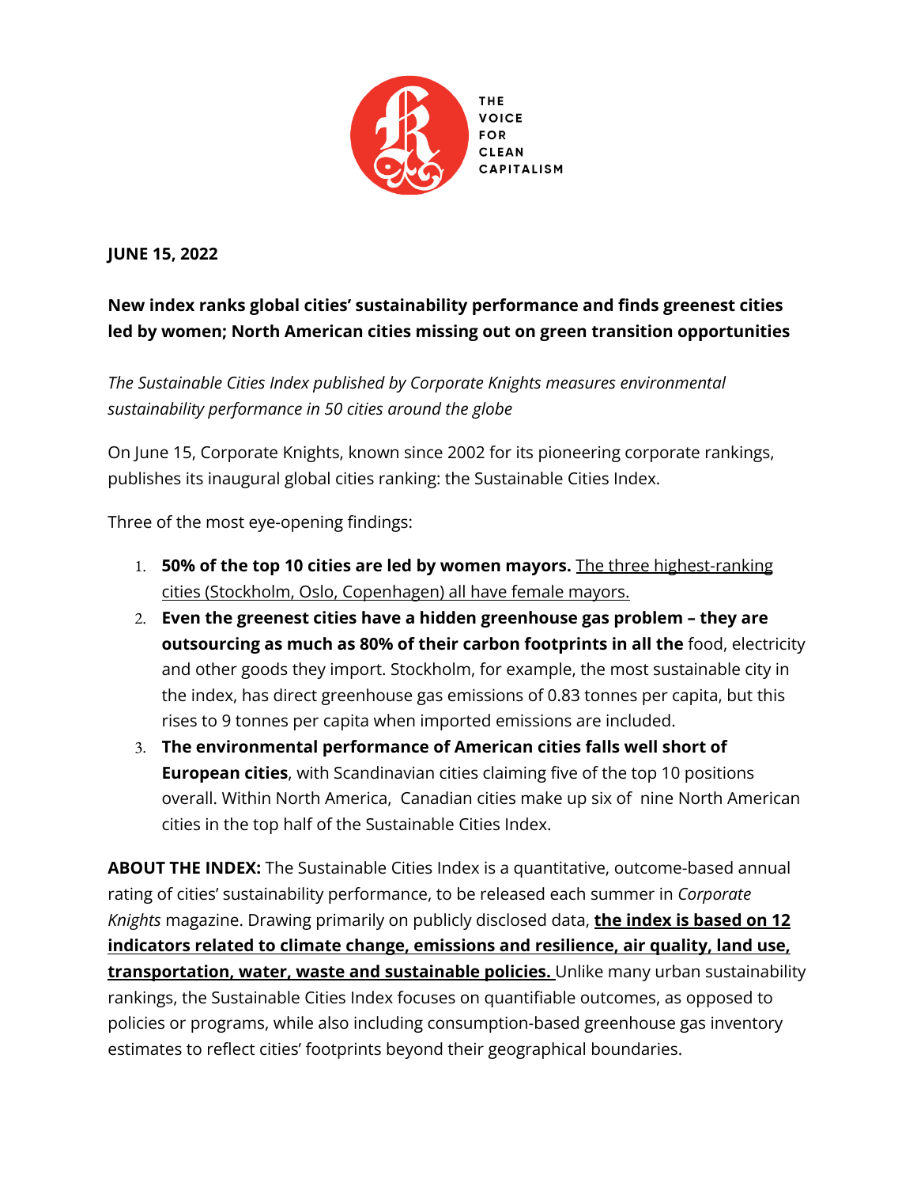THE VOICE FOR CLEAN CAPITALISM

**JUNE 15, 2022**

**New index ranks global cities' sustainability performance and finds greenest cities led by women; North American cities missing out on green transition opportunities**

*The Sustainable Cities Index published by Corporate Knights measures environmental sustainability performance in 50 cities around the globe*

On June 15, Corporate Knights, known since 2002 for its pioneering corporate rankings, publishes its inaugural global cities ranking: the Sustainable Cities Index.

Three of the most eye-opening findings:

1. **50% of the top 10 cities are led by women mayors.** The three highest-ranking cities (Stockholm, Oslo, Copenhagen) all have female mayors.
2. **Even the greenest cities have a hidden greenhouse gas problem – they are outsourcing as much as 80% of their carbon footprints in all the** food, electricity and other goods they import. Stockholm, for example, the most sustainable city in the index, has direct greenhouse gas emissions of 0.83 tonnes per capita, but this rises to 9 tonnes per capita when imported emissions are included.
3. **The environmental performance of American cities falls well short of European cities**, with Scandinavian cities claiming five of the top 10 positions overall. Within North America, Canadian cities make up six of nine North American cities in the top half of the Sustainable Cities Index.

**ABOUT THE INDEX:** The Sustainable Cities Index is a quantitative, outcome-based annual rating of cities' sustainability performance, to be released each summer in *Corporate Knights* magazine. Drawing primarily on publicly disclosed data, **the index is based on 12 indicators related to climate change, emissions and resilience, air quality, land use, transportation, water, waste and sustainable policies.** Unlike many urban sustainability rankings, the Sustainable Cities Index focuses on quantifiable outcomes, as opposed to policies or programs, while also including consumption-based greenhouse gas inventory estimates to reflect cities' footprints beyond their geographical boundaries.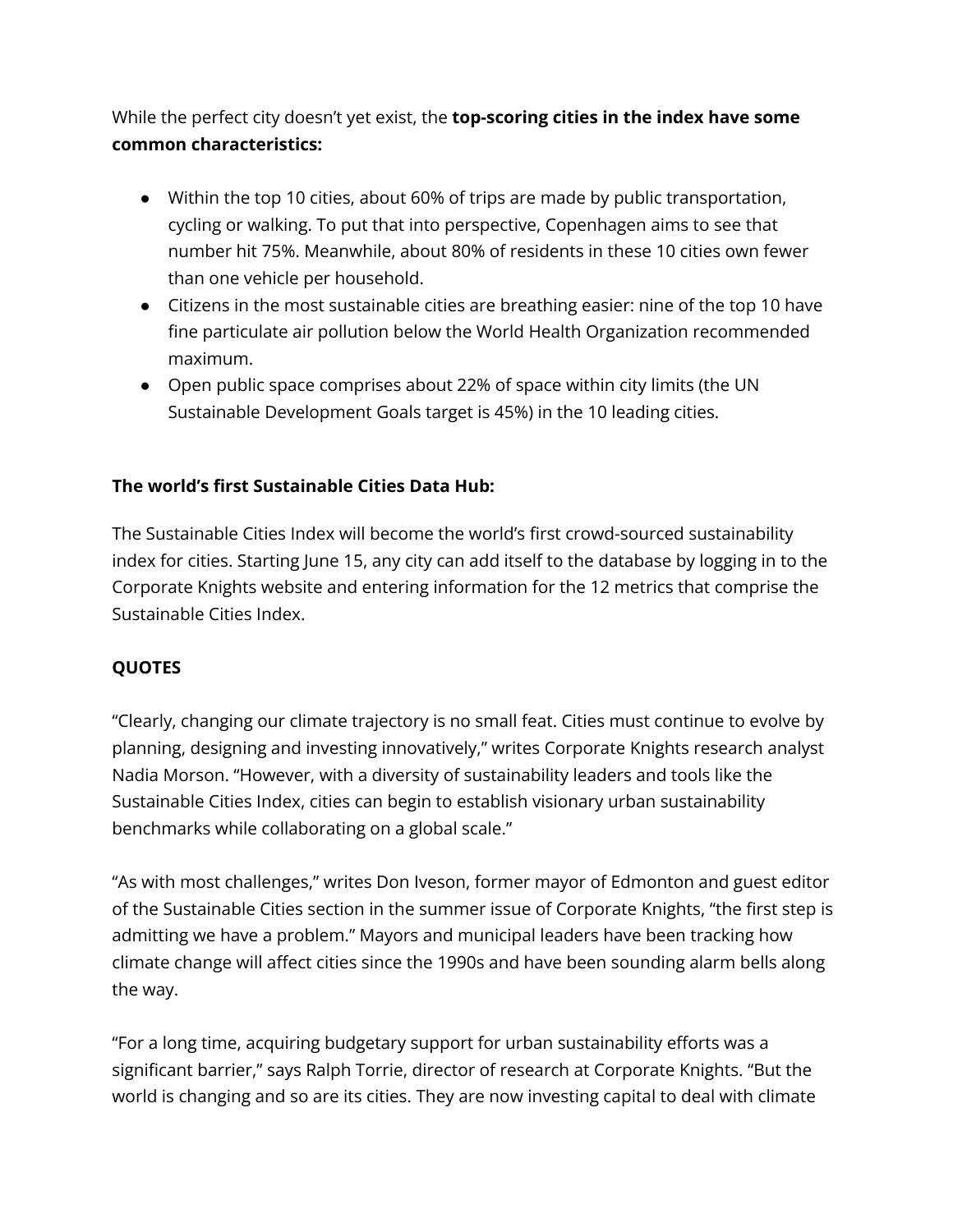While the perfect city doesn't yet exist, the **top-scoring cities in the index have some common characteristics:**

- Within the top 10 cities, about 60% of trips are made by public transportation, cycling or walking. To put that into perspective, Copenhagen aims to see that number hit 75%. Meanwhile, about 80% of residents in these 10 cities own fewer than one vehicle per household.
- Citizens in the most sustainable cities are breathing easier: nine of the top 10 have fine particulate air pollution below the World Health Organization recommended maximum.
- Open public space comprises about 22% of space within city limits (the UN Sustainable Development Goals target is 45%) in the 10 leading cities.

**The world's first Sustainable Cities Data Hub:**

The Sustainable Cities Index will become the world's first crowd-sourced sustainability index for cities. Starting June 15, any city can add itself to the database by logging in to the Corporate Knights website and entering information for the 12 metrics that comprise the Sustainable Cities Index.

**QUOTES**

"Clearly, changing our climate trajectory is no small feat. Cities must continue to evolve by planning, designing and investing innovatively," writes Corporate Knights research analyst Nadia Morson. "However, with a diversity of sustainability leaders and tools like the Sustainable Cities Index, cities can begin to establish visionary urban sustainability benchmarks while collaborating on a global scale."

"As with most challenges," writes Don Iveson, former mayor of Edmonton and guest editor of the Sustainable Cities section in the summer issue of Corporate Knights, "the first step is admitting we have a problem." Mayors and municipal leaders have been tracking how climate change will affect cities since the 1990s and have been sounding alarm bells along the way.

"For a long time, acquiring budgetary support for urban sustainability efforts was a significant barrier," says Ralph Torrie, director of research at Corporate Knights. "But the world is changing and so are its cities. They are now investing capital to deal with climate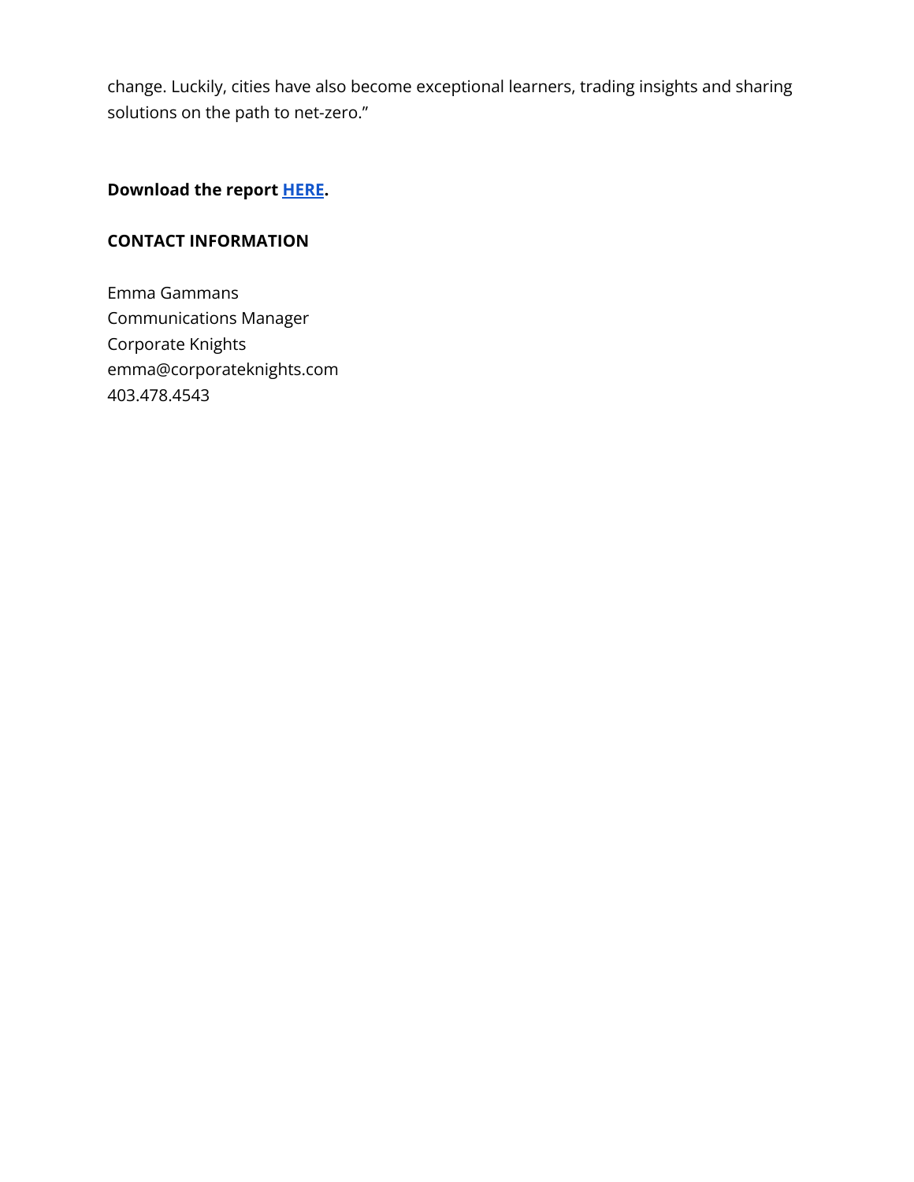change. Luckily, cities have also become exceptional learners, trading insights and sharing solutions on the path to net-zero."

**Download the report HERE.**

**CONTACT INFORMATION**

Emma Gammans
Communications Manager
Corporate Knights
emma@corporateknights.com
403.478.4543